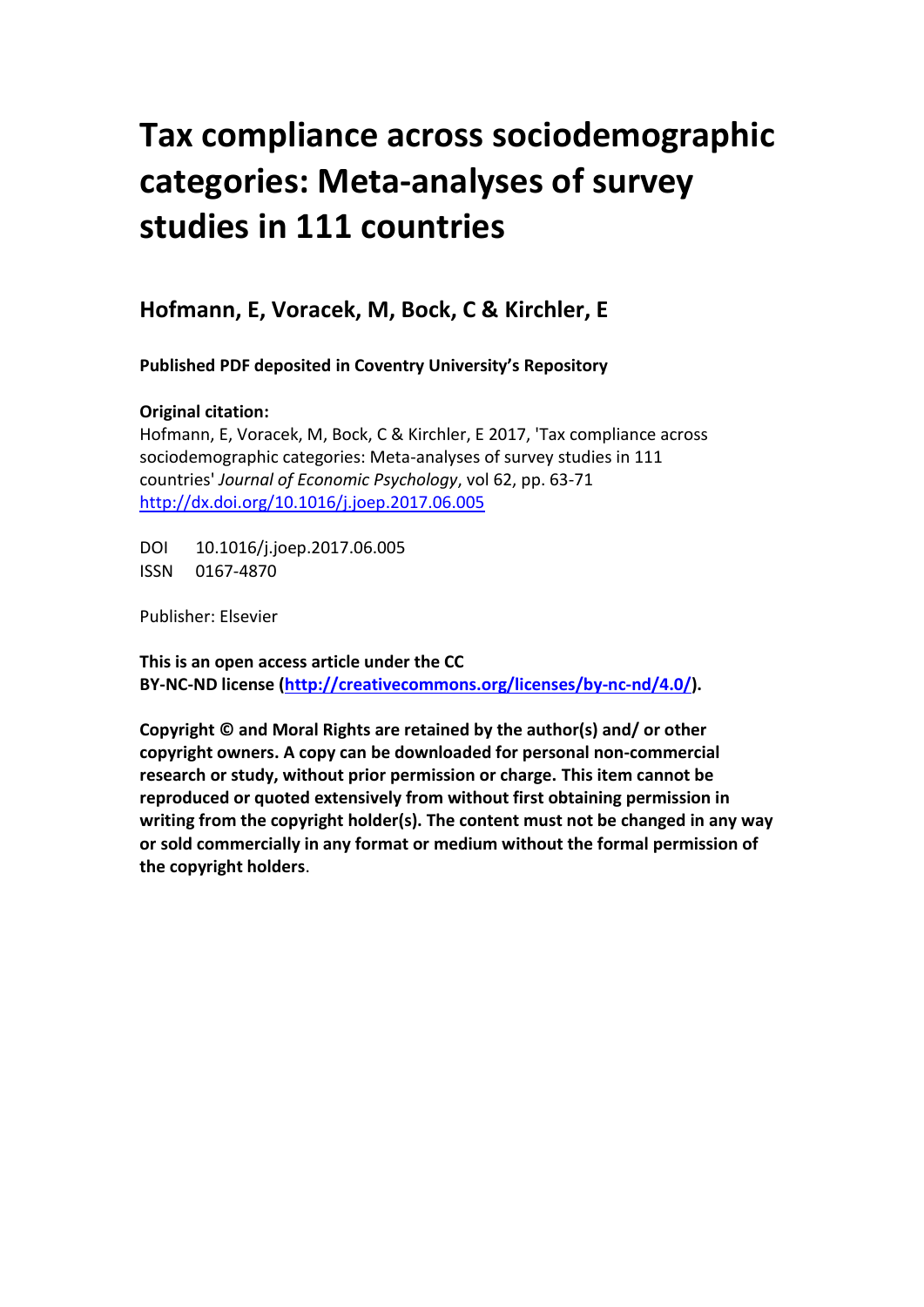# Tax compliance across sociodemographic categories: Meta-analyses of survey studies in 111 countries

## Hofmann, E, Voracek, M, Bock, C & Kirchler, E

**Published PDF deposited in Coventry University's Repository**

**Original citation:**
Hofmann, E, Voracek, M, Bock, C & Kirchler, E 2017, 'Tax compliance across sociodemographic categories: Meta-analyses of survey studies in 111 countries' *Journal of Economic Psychology*, vol 62, pp. 63-71
http://dx.doi.org/10.1016/j.joep.2017.06.005

DOI 10.1016/j.joep.2017.06.005
ISSN 0167-4870

Publisher: Elsevier

**This is an open access article under the CC BY-NC-ND license (http://creativecommons.org/licenses/by-nc-nd/4.0/).**

**Copyright © and Moral Rights are retained by the author(s) and/ or other copyright owners. A copy can be downloaded for personal non-commercial research or study, without prior permission or charge. This item cannot be reproduced or quoted extensively from without first obtaining permission in writing from the copyright holder(s). The content must not be changed in any way or sold commercially in any format or medium without the formal permission of the copyright holders**.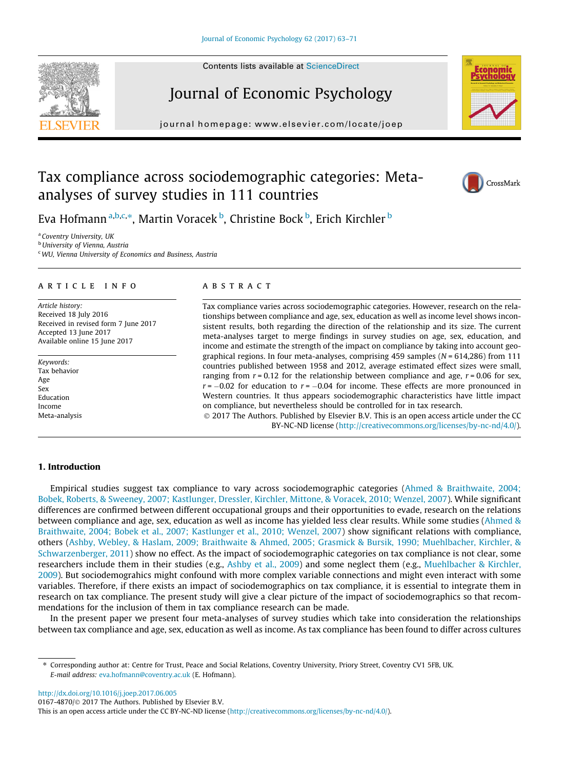# Tax compliance across sociodemographic categories: Meta-analyses of survey studies in 111 countries

Eva Hofmann [a,b,c,*], Martin Voracek [b], Christine Bock [b], Erich Kirchler [b]

[a] Coventry University, UK
[b] University of Vienna, Austria
[c] WU, Vienna University of Economics and Business, Austria

## ARTICLE INFO

*Article history:*
Received 18 July 2016
Received in revised form 7 June 2017
Accepted 13 June 2017
Available online 15 June 2017

*Keywords:*
Tax behavior
Age
Sex
Education
Income
Meta-analysis

## ABSTRACT

Tax compliance varies across sociodemographic categories. However, research on the relationships between compliance and age, sex, education as well as income level shows inconsistent results, both regarding the direction of the relationship and its size. The current meta-analyses target to merge findings in survey studies on age, sex, education, and income and estimate the strength of the impact on compliance by taking into account geographical regions. In four meta-analyses, comprising 459 samples ($N = 614{,}286$) from 111 countries published between 1958 and 2012, average estimated effect sizes were small, ranging from $r = 0.12$ for the relationship between compliance and age, $r = 0.06$ for sex, $r = -0.02$ for education to $r = -0.04$ for income. These effects are more pronounced in Western countries. It thus appears sociodemographic characteristics have little impact on compliance, but nevertheless should be controlled for in tax research.

© 2017 The Authors. Published by Elsevier B.V. This is an open access article under the CC BY-NC-ND license (http://creativecommons.org/licenses/by-nc-nd/4.0/).

## 1. Introduction

Empirical studies suggest tax compliance to vary across sociodemographic categories (Ahmed & Braithwaite, 2004; Bobek, Roberts, & Sweeney, 2007; Kastlunger, Dressler, Kirchler, Mittone, & Voracek, 2010; Wenzel, 2007). While significant differences are confirmed between different occupational groups and their opportunities to evade, research on the relations between compliance and age, sex, education as well as income has yielded less clear results. While some studies (Ahmed & Braithwaite, 2004; Bobek et al., 2007; Kastlunger et al., 2010; Wenzel, 2007) show significant relations with compliance, others (Ashby, Webley, & Haslam, 2009; Braithwaite & Ahmed, 2005; Grasmick & Bursik, 1990; Muehlbacher, Kirchler, & Schwarzenberger, 2011) show no effect. As the impact of sociodemographic categories on tax compliance is not clear, some researchers include them in their studies (e.g., Ashby et al., 2009) and some neglect them (e.g., Muehlbacher & Kirchler, 2009). But sociodemographics might confound with more complex variable connections and might even interact with some variables. Therefore, if there exists an impact of sociodemographics on tax compliance, it is essential to integrate them in research on tax compliance. The present study will give a clear picture of the impact of sociodemographics so that recommendations for the inclusion of them in tax compliance research can be made.

In the present paper we present four meta-analyses of survey studies which take into consideration the relationships between tax compliance and age, sex, education as well as income. As tax compliance has been found to differ across cultures

\* Corresponding author at: Centre for Trust, Peace and Social Relations, Coventry University, Priory Street, Coventry CV1 5FB, UK.
*E-mail address:* eva.hofmann@coventry.ac.uk (E. Hofmann).

http://dx.doi.org/10.1016/j.joep.2017.06.005
0167-4870/© 2017 The Authors. Published by Elsevier B.V.
This is an open access article under the CC BY-NC-ND license (http://creativecommons.org/licenses/by-nc-nd/4.0/).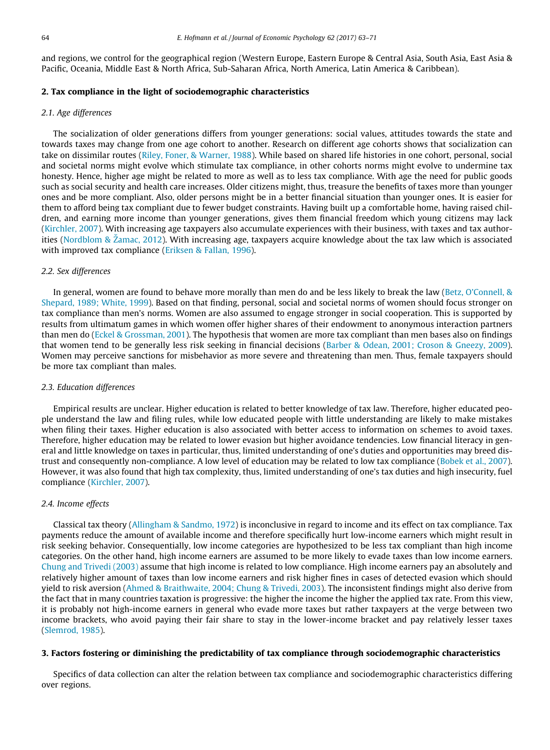and regions, we control for the geographical region (Western Europe, Eastern Europe & Central Asia, South Asia, East Asia & Pacific, Oceania, Middle East & North Africa, Sub-Saharan Africa, North America, Latin America & Caribbean).

## 2. Tax compliance in the light of sociodemographic characteristics

### 2.1. Age differences

The socialization of older generations differs from younger generations: social values, attitudes towards the state and towards taxes may change from one age cohort to another. Research on different age cohorts shows that socialization can take on dissimilar routes (Riley, Foner, & Warner, 1988). While based on shared life histories in one cohort, personal, social and societal norms might evolve which stimulate tax compliance, in other cohorts norms might evolve to undermine tax honesty. Hence, higher age might be related to more as well as to less tax compliance. With age the need for public goods such as social security and health care increases. Older citizens might, thus, treasure the benefits of taxes more than younger ones and be more compliant. Also, older persons might be in a better financial situation than younger ones. It is easier for them to afford being tax compliant due to fewer budget constraints. Having built up a comfortable home, having raised children, and earning more income than younger generations, gives them financial freedom which young citizens may lack (Kirchler, 2007). With increasing age taxpayers also accumulate experiences with their business, with taxes and tax authorities (Nordblom & Žamac, 2012). With increasing age, taxpayers acquire knowledge about the tax law which is associated with improved tax compliance (Eriksen & Fallan, 1996).

### 2.2. Sex differences

In general, women are found to behave more morally than men do and be less likely to break the law (Betz, O'Connell, & Shepard, 1989; White, 1999). Based on that finding, personal, social and societal norms of women should focus stronger on tax compliance than men's norms. Women are also assumed to engage stronger in social cooperation. This is supported by results from ultimatum games in which women offer higher shares of their endowment to anonymous interaction partners than men do (Eckel & Grossman, 2001). The hypothesis that women are more tax compliant than men bases also on findings that women tend to be generally less risk seeking in financial decisions (Barber & Odean, 2001; Croson & Gneezy, 2009). Women may perceive sanctions for misbehavior as more severe and threatening than men. Thus, female taxpayers should be more tax compliant than males.

### 2.3. Education differences

Empirical results are unclear. Higher education is related to better knowledge of tax law. Therefore, higher educated people understand the law and filing rules, while low educated people with little understanding are likely to make mistakes when filing their taxes. Higher education is also associated with better access to information on schemes to avoid taxes. Therefore, higher education may be related to lower evasion but higher avoidance tendencies. Low financial literacy in general and little knowledge on taxes in particular, thus, limited understanding of one's duties and opportunities may breed distrust and consequently non-compliance. A low level of education may be related to low tax compliance (Bobek et al., 2007). However, it was also found that high tax complexity, thus, limited understanding of one's tax duties and high insecurity, fuel compliance (Kirchler, 2007).

### 2.4. Income effects

Classical tax theory (Allingham & Sandmo, 1972) is inconclusive in regard to income and its effect on tax compliance. Tax payments reduce the amount of available income and therefore specifically hurt low-income earners which might result in risk seeking behavior. Consequentially, low income categories are hypothesized to be less tax compliant than high income categories. On the other hand, high income earners are assumed to be more likely to evade taxes than low income earners. Chung and Trivedi (2003) assume that high income is related to low compliance. High income earners pay an absolutely and relatively higher amount of taxes than low income earners and risk higher fines in cases of detected evasion which should yield to risk aversion (Ahmed & Braithwaite, 2004; Chung & Trivedi, 2003). The inconsistent findings might also derive from the fact that in many countries taxation is progressive: the higher the income the higher the applied tax rate. From this view, it is probably not high-income earners in general who evade more taxes but rather taxpayers at the verge between two income brackets, who avoid paying their fair share to stay in the lower-income bracket and pay relatively lesser taxes (Slemrod, 1985).

## 3. Factors fostering or diminishing the predictability of tax compliance through sociodemographic characteristics

Specifics of data collection can alter the relation between tax compliance and sociodemographic characteristics differing over regions.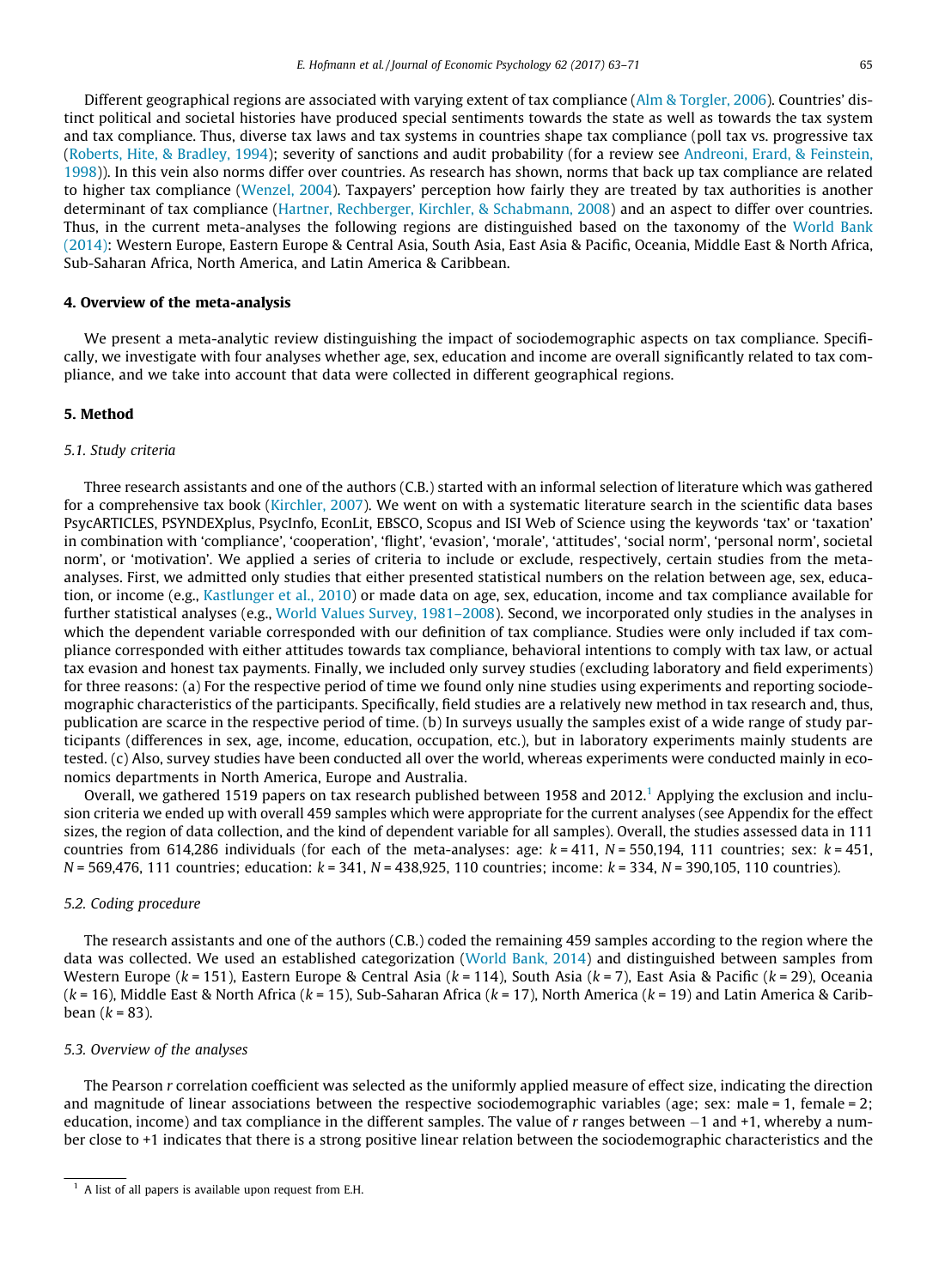Different geographical regions are associated with varying extent of tax compliance (Alm & Torgler, 2006). Countries' distinct political and societal histories have produced special sentiments towards the state as well as towards the tax system and tax compliance. Thus, diverse tax laws and tax systems in countries shape tax compliance (poll tax vs. progressive tax (Roberts, Hite, & Bradley, 1994); severity of sanctions and audit probability (for a review see Andreoni, Erard, & Feinstein, 1998)). In this vein also norms differ over countries. As research has shown, norms that back up tax compliance are related to higher tax compliance (Wenzel, 2004). Taxpayers' perception how fairly they are treated by tax authorities is another determinant of tax compliance (Hartner, Rechberger, Kirchler, & Schabmann, 2008) and an aspect to differ over countries. Thus, in the current meta-analyses the following regions are distinguished based on the taxonomy of the World Bank (2014): Western Europe, Eastern Europe & Central Asia, South Asia, East Asia & Pacific, Oceania, Middle East & North Africa, Sub-Saharan Africa, North America, and Latin America & Caribbean.

## 4. Overview of the meta-analysis

We present a meta-analytic review distinguishing the impact of sociodemographic aspects on tax compliance. Specifically, we investigate with four analyses whether age, sex, education and income are overall significantly related to tax compliance, and we take into account that data were collected in different geographical regions.

## 5. Method

### 5.1. Study criteria

Three research assistants and one of the authors (C.B.) started with an informal selection of literature which was gathered for a comprehensive tax book (Kirchler, 2007). We went on with a systematic literature search in the scientific data bases PsycARTICLES, PSYNDEXplus, PsycInfo, EconLit, EBSCO, Scopus and ISI Web of Science using the keywords 'tax' or 'taxation' in combination with 'compliance', 'cooperation', 'flight', 'evasion', 'morale', 'attitudes', 'social norm', 'personal norm', societal norm', or 'motivation'. We applied a series of criteria to include or exclude, respectively, certain studies from the meta-analyses. First, we admitted only studies that either presented statistical numbers on the relation between age, sex, education, or income (e.g., Kastlunger et al., 2010) or made data on age, sex, education, income and tax compliance available for further statistical analyses (e.g., World Values Survey, 1981–2008). Second, we incorporated only studies in the analyses in which the dependent variable corresponded with our definition of tax compliance. Studies were only included if tax compliance corresponded with either attitudes towards tax compliance, behavioral intentions to comply with tax law, or actual tax evasion and honest tax payments. Finally, we included only survey studies (excluding laboratory and field experiments) for three reasons: (a) For the respective period of time we found only nine studies using experiments and reporting sociodemographic characteristics of the participants. Specifically, field studies are a relatively new method in tax research and, thus, publication are scarce in the respective period of time. (b) In surveys usually the samples exist of a wide range of study participants (differences in sex, age, income, education, occupation, etc.), but in laboratory experiments mainly students are tested. (c) Also, survey studies have been conducted all over the world, whereas experiments were conducted mainly in economics departments in North America, Europe and Australia.

Overall, we gathered 1519 papers on tax research published between 1958 and 2012.[1] Applying the exclusion and inclusion criteria we ended up with overall 459 samples which were appropriate for the current analyses (see Appendix for the effect sizes, the region of data collection, and the kind of dependent variable for all samples). Overall, the studies assessed data in 111 countries from 614,286 individuals (for each of the meta-analyses: age: $k = 411$, $N = 550{,}194$, 111 countries; sex: $k = 451$, $N = 569{,}476$, 111 countries; education: $k = 341$, $N = 438{,}925$, 110 countries; income: $k = 334$, $N = 390{,}105$, 110 countries).

### 5.2. Coding procedure

The research assistants and one of the authors (C.B.) coded the remaining 459 samples according to the region where the data was collected. We used an established categorization (World Bank, 2014) and distinguished between samples from Western Europe ($k = 151$), Eastern Europe & Central Asia ($k = 114$), South Asia ($k = 7$), East Asia & Pacific ($k = 29$), Oceania ($k = 16$), Middle East & North Africa ($k = 15$), Sub-Saharan Africa ($k = 17$), North America ($k = 19$) and Latin America & Caribbean ($k = 83$).

### 5.3. Overview of the analyses

The Pearson $r$ correlation coefficient was selected as the uniformly applied measure of effect size, indicating the direction and magnitude of linear associations between the respective sociodemographic variables (age; sex: male = 1, female = 2; education, income) and tax compliance in the different samples. The value of $r$ ranges between −1 and +1, whereby a number close to +1 indicates that there is a strong positive linear relation between the sociodemographic characteristics and the

[1] A list of all papers is available upon request from E.H.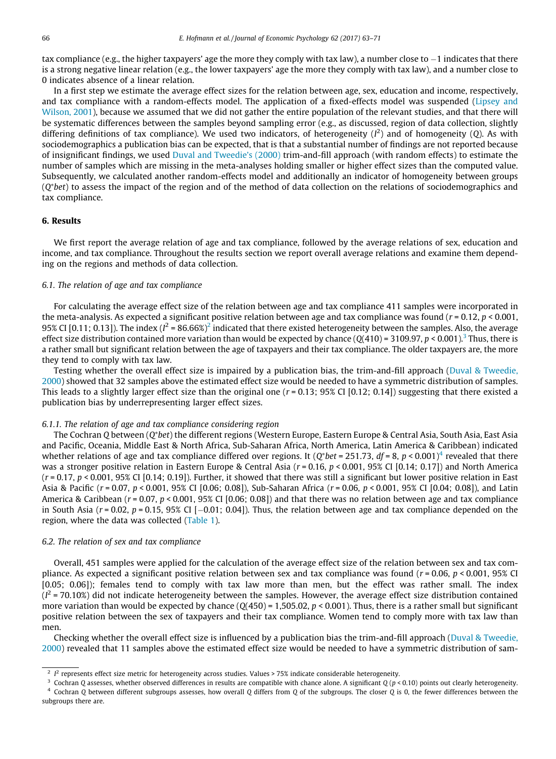tax compliance (e.g., the higher taxpayers' age the more they comply with tax law), a number close to −1 indicates that there is a strong negative linear relation (e.g., the lower taxpayers' age the more they comply with tax law), and a number close to 0 indicates absence of a linear relation.

In a first step we estimate the average effect sizes for the relation between age, sex, education and income, respectively, and tax compliance with a random-effects model. The application of a fixed-effects model was suspended (Lipsey and Wilson, 2001), because we assumed that we did not gather the entire population of the relevant studies, and that there will be systematic differences between the samples beyond sampling error (e.g., as discussed, region of data collection, slightly differing definitions of tax compliance). We used two indicators, of heterogeneity ($I^2$) and of homogeneity ($Q$). As with sociodemographics a publication bias can be expected, that is that a substantial number of findings are not reported because of insignificant findings, we used Duval and Tweedie's (2000) trim-and-fill approach (with random effects) to estimate the number of samples which are missing in the meta-analyses holding smaller or higher effect sizes than the computed value. Subsequently, we calculated another random-effects model and additionally an indicator of homogeneity between groups ($Q^{*}bet$) to assess the impact of the region and of the method of data collection on the relations of sociodemographics and tax compliance.

## 6. Results

We first report the average relation of age and tax compliance, followed by the average relations of sex, education and income, and tax compliance. Throughout the results section we report overall average relations and examine them depending on the regions and methods of data collection.

### 6.1. The relation of age and tax compliance

For calculating the average effect size of the relation between age and tax compliance 411 samples were incorporated in the meta-analysis. As expected a significant positive relation between age and tax compliance was found ($r = 0.12$, $p < 0.001$, 95% CI [0.11; 0.13]). The index ($I^2 = 86.66\%$)[2] indicated that there existed heterogeneity between the samples. Also, the average effect size distribution contained more variation than would be expected by chance ($Q(410) = 3109.97$, $p < 0.001$).[3] Thus, there is a rather small but significant relation between the age of taxpayers and their tax compliance. The older taxpayers are, the more they tend to comply with tax law.

Testing whether the overall effect size is impaired by a publication bias, the trim-and-fill approach (Duval & Tweedie, 2000) showed that 32 samples above the estimated effect size would be needed to have a symmetric distribution of samples. This leads to a slightly larger effect size than the original one ($r = 0.13$; 95% CI [0.12; 0.14]) suggesting that there existed a publication bias by underrepresenting larger effect sizes.

#### 6.1.1. The relation of age and tax compliance considering region

The Cochran Q between ($Q^{*}bet$) the different regions (Western Europe, Eastern Europe & Central Asia, South Asia, East Asia and Pacific, Oceania, Middle East & North Africa, Sub-Saharan Africa, North America, Latin America & Caribbean) indicated whether relations of age and tax compliance differed over regions. It ($Q^{*}bet = 251.73$, $df = 8$, $p < 0.001$)[4] revealed that there was a stronger positive relation in Eastern Europe & Central Asia ($r = 0.16$, $p < 0.001$, 95% CI [0.14; 0.17]) and North America ($r = 0.17$, $p < 0.001$, 95% CI [0.14; 0.19]). Further, it showed that there was still a significant but lower positive relation in East Asia & Pacific ($r = 0.07$, $p < 0.001$, 95% CI [0.06; 0.08]), Sub-Saharan Africa ($r = 0.06$, $p < 0.001$, 95% CI [0.04; 0.08]), and Latin America & Caribbean ($r = 0.07$, $p < 0.001$, 95% CI [0.06; 0.08]) and that there was no relation between age and tax compliance in South Asia ($r = 0.02$, $p = 0.15$, 95% CI [−0.01; 0.04]). Thus, the relation between age and tax compliance depended on the region, where the data was collected (Table 1).

### 6.2. The relation of sex and tax compliance

Overall, 451 samples were applied for the calculation of the average effect size of the relation between sex and tax compliance. As expected a significant positive relation between sex and tax compliance was found ($r = 0.06$, $p < 0.001$, 95% CI [0.05; 0.06]); females tend to comply with tax law more than men, but the effect was rather small. The index ($I^2 = 70.10\%$) did not indicate heterogeneity between the samples. However, the average effect size distribution contained more variation than would be expected by chance ($Q(450) = 1,505.02$, $p < 0.001$). Thus, there is a rather small but significant positive relation between the sex of taxpayers and their tax compliance. Women tend to comply more with tax law than men.

Checking whether the overall effect size is influenced by a publication bias the trim-and-fill approach (Duval & Tweedie, 2000) revealed that 11 samples above the estimated effect size would be needed to have a symmetric distribution of sam-

---

[2] $I^2$ represents effect size metric for heterogeneity across studies. Values > 75% indicate considerable heterogeneity.

[3] Cochran $Q$ assesses, whether observed differences in results are compatible with chance alone. A significant $Q$ ($p < 0.10$) points out clearly heterogeneity.

[4] Cochran $Q$ between different subgroups assesses, how overall $Q$ differs from $Q$ of the subgroups. The closer $Q$ is 0, the fewer differences between the subgroups there are.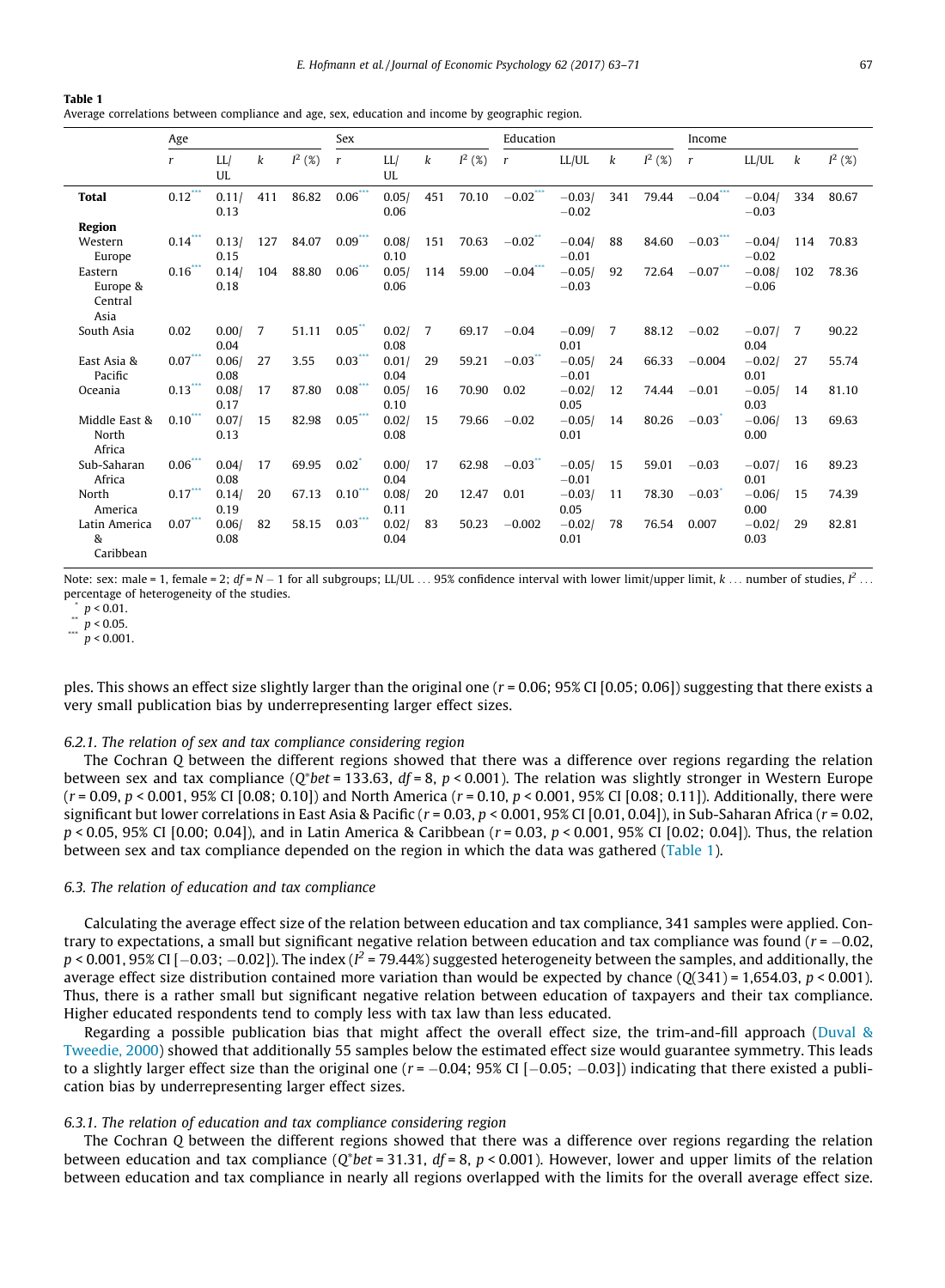**Table 1**
Average correlations between compliance and age, sex, education and income by geographic region.

| | Age | | | | Sex | | | | Education | | | | Income | | | |
|---|---|---|---|---|---|---|---|---|---|---|---|---|---|---|---|---|
| | $r$ | LL/UL | $k$ | $I^2$ (%) | $r$ | LL/UL | $k$ | $I^2$ (%) | $r$ | LL/UL | $k$ | $I^2$ (%) | $r$ | LL/UL | $k$ | $I^2$ (%) |
| **Total** | 0.12*** | 0.11/ 0.13 | 411 | 86.82 | 0.06*** | 0.05/ 0.06 | 451 | 70.10 | −0.02*** | −0.03/ −0.02 | 341 | 79.44 | −0.04*** | −0.04/ −0.03 | 334 | 80.67 |
| **Region** | | | | | | | | | | | | | | | | |
| Western Europe | 0.14*** | 0.13/ 0.15 | 127 | 84.07 | 0.09*** | 0.08/ 0.10 | 151 | 70.63 | −0.02** | −0.04/ −0.01 | 88 | 84.60 | −0.03*** | −0.04/ −0.02 | 114 | 70.83 |
| Eastern Europe & Central Asia | 0.16*** | 0.14/ 0.18 | 104 | 88.80 | 0.06*** | 0.05/ 0.06 | 114 | 59.00 | −0.04*** | −0.05/ −0.03 | 92 | 72.64 | −0.07*** | −0.08/ −0.06 | 102 | 78.36 |
| South Asia | 0.02 | 0.00/ 0.04 | 7 | 51.11 | 0.05** | 0.02/ 0.08 | 7 | 69.17 | −0.04 | −0.09/ 0.01 | 7 | 88.12 | −0.02 | −0.07/ 0.04 | 7 | 90.22 |
| East Asia & Pacific | 0.07*** | 0.06/ 0.08 | 27 | 3.55 | 0.03*** | 0.01/ 0.04 | 29 | 59.21 | −0.03** | −0.05/ −0.01 | 24 | 66.33 | −0.004 | −0.02/ 0.01 | 27 | 55.74 |
| Oceania | 0.13*** | 0.08/ 0.17 | 17 | 87.80 | 0.08*** | 0.05/ 0.10 | 16 | 70.90 | 0.02 | −0.02/ 0.05 | 12 | 74.44 | −0.01 | −0.05/ 0.03 | 14 | 81.10 |
| Middle East & North Africa | 0.10*** | 0.07/ 0.13 | 15 | 82.98 | 0.05*** | 0.02/ 0.08 | 15 | 79.66 | −0.02 | −0.05/ 0.01 | 14 | 80.26 | −0.03* | −0.06/ 0.00 | 13 | 69.63 |
| Sub-Saharan Africa | 0.06*** | 0.04/ 0.08 | 17 | 69.95 | 0.02* | 0.00/ 0.04 | 17 | 62.98 | −0.03** | −0.05/ −0.01 | 15 | 59.01 | −0.03 | −0.07/ 0.01 | 16 | 89.23 |
| North America | 0.17*** | 0.14/ 0.19 | 20 | 67.13 | 0.10*** | 0.08/ 0.11 | 20 | 12.47 | 0.01 | −0.03/ 0.05 | 11 | 78.30 | −0.03* | −0.06/ 0.00 | 15 | 74.39 |
| Latin America & Caribbean | 0.07*** | 0.06/ 0.08 | 82 | 58.15 | 0.03*** | 0.02/ 0.04 | 83 | 50.23 | −0.002 | −0.02/ 0.01 | 78 | 76.54 | 0.007 | −0.02/ 0.03 | 29 | 82.81 |

Note: sex: male = 1, female = 2; $df = N - 1$ for all subgroups; LL/UL ... 95% confidence interval with lower limit/upper limit, $k$ ... number of studies, $I^2$ ... percentage of heterogeneity of the studies.
\* $p < 0.01$.
\*\* $p < 0.05$.
\*\*\* $p < 0.001$.

ples. This shows an effect size slightly larger than the original one ($r = 0.06$; 95% CI [0.05; 0.06]) suggesting that there exists a very small publication bias by underrepresenting larger effect sizes.

#### 6.2.1. The relation of sex and tax compliance considering region

The Cochran Q between the different regions showed that there was a difference over regions regarding the relation between sex and tax compliance ($Q^{*}bet = 133.63$, $df = 8$, $p < 0.001$). The relation was slightly stronger in Western Europe ($r = 0.09$, $p < 0.001$, 95% CI [0.08; 0.10]) and North America ($r = 0.10$, $p < 0.001$, 95% CI [0.08; 0.11]). Additionally, there were significant but lower correlations in East Asia & Pacific ($r = 0.03$, $p < 0.001$, 95% CI [0.01, 0.04]), in Sub-Saharan Africa ($r = 0.02$, $p < 0.05$, 95% CI [0.00; 0.04]), and in Latin America & Caribbean ($r = 0.03$, $p < 0.001$, 95% CI [0.02; 0.04]). Thus, the relation between sex and tax compliance depended on the region in which the data was gathered (Table 1).

### 6.3. The relation of education and tax compliance

Calculating the average effect size of the relation between education and tax compliance, 341 samples were applied. Contrary to expectations, a small but significant negative relation between education and tax compliance was found ($r = -0.02$, $p < 0.001$, 95% CI [−0.03; −0.02]). The index ($I^2 = 79.44\%$) suggested heterogeneity between the samples, and additionally, the average effect size distribution contained more variation than would be expected by chance ($Q(341) = 1{,}654.03$, $p < 0.001$). Thus, there is a rather small but significant negative relation between education of taxpayers and their tax compliance. Higher educated respondents tend to comply less with tax law than less educated.

Regarding a possible publication bias that might affect the overall effect size, the trim-and-fill approach (Duval & Tweedie, 2000) showed that additionally 55 samples below the estimated effect size would guarantee symmetry. This leads to a slightly larger effect size than the original one ($r = -0.04$; 95% CI [−0.05; −0.03]) indicating that there existed a publication bias by underrepresenting larger effect sizes.

#### 6.3.1. The relation of education and tax compliance considering region

The Cochran Q between the different regions showed that there was a difference over regions regarding the relation between education and tax compliance ($Q^{*}bet = 31.31$, $df = 8$, $p < 0.001$). However, lower and upper limits of the relation between education and tax compliance in nearly all regions overlapped with the limits for the overall average effect size.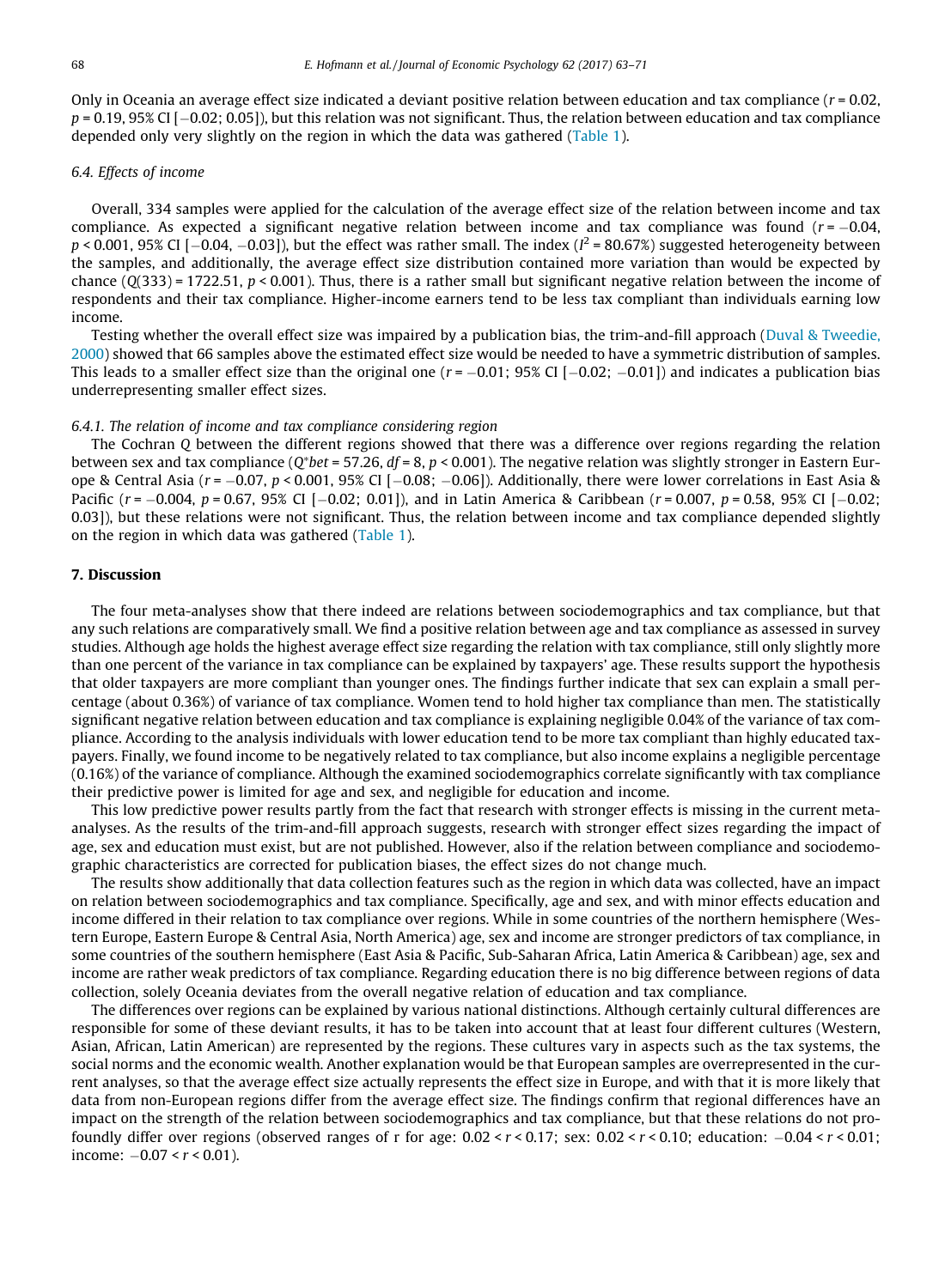Only in Oceania an average effect size indicated a deviant positive relation between education and tax compliance ($r = 0.02$, $p = 0.19$, 95% CI [−0.02; 0.05]), but this relation was not significant. Thus, the relation between education and tax compliance depended only very slightly on the region in which the data was gathered (Table 1).

### 6.4. Effects of income

Overall, 334 samples were applied for the calculation of the average effect size of the relation between income and tax compliance. As expected a significant negative relation between income and tax compliance was found ($r = -0.04$, $p < 0.001$, 95% CI [−0.04, −0.03]), but the effect was rather small. The index ($I^2 = 80.67\%$) suggested heterogeneity between the samples, and additionally, the average effect size distribution contained more variation than would be expected by chance ($Q(333) = 1722.51$, $p < 0.001$). Thus, there is a rather small but significant negative relation between the income of respondents and their tax compliance. Higher-income earners tend to be less tax compliant than individuals earning low income.

Testing whether the overall effect size was impaired by a publication bias, the trim-and-fill approach (Duval & Tweedie, 2000) showed that 66 samples above the estimated effect size would be needed to have a symmetric distribution of samples. This leads to a smaller effect size than the original one ($r = -0.01$; 95% CI [−0.02; −0.01]) and indicates a publication bias underrepresenting smaller effect sizes.

#### 6.4.1. The relation of income and tax compliance considering region

The Cochran Q between the different regions showed that there was a difference over regions regarding the relation between sex and tax compliance ($Q^*bet = 57.26$, $df = 8$, $p < 0.001$). The negative relation was slightly stronger in Eastern Europe & Central Asia ($r = -0.07$, $p < 0.001$, 95% CI [−0.08; −0.06]). Additionally, there were lower correlations in East Asia & Pacific ($r = -0.004$, $p = 0.67$, 95% CI [−0.02; 0.01]), and in Latin America & Caribbean ($r = 0.007$, $p = 0.58$, 95% CI [−0.02; 0.03]), but these relations were not significant. Thus, the relation between income and tax compliance depended slightly on the region in which data was gathered (Table 1).

## 7. Discussion

The four meta-analyses show that there indeed are relations between sociodemographics and tax compliance, but that any such relations are comparatively small. We find a positive relation between age and tax compliance as assessed in survey studies. Although age holds the highest average effect size regarding the relation with tax compliance, still only slightly more than one percent of the variance in tax compliance can be explained by taxpayers' age. These results support the hypothesis that older taxpayers are more compliant than younger ones. The findings further indicate that sex can explain a small percentage (about 0.36%) of variance of tax compliance. Women tend to hold higher tax compliance than men. The statistically significant negative relation between education and tax compliance is explaining negligible 0.04% of the variance of tax compliance. According to the analysis individuals with lower education tend to be more tax compliant than highly educated taxpayers. Finally, we found income to be negatively related to tax compliance, but also income explains a negligible percentage (0.16%) of the variance of compliance. Although the examined sociodemographics correlate significantly with tax compliance their predictive power is limited for age and sex, and negligible for education and income.

This low predictive power results partly from the fact that research with stronger effects is missing in the current meta-analyses. As the results of the trim-and-fill approach suggests, research with stronger effect sizes regarding the impact of age, sex and education must exist, but are not published. However, also if the relation between compliance and sociodemographic characteristics are corrected for publication biases, the effect sizes do not change much.

The results show additionally that data collection features such as the region in which data was collected, have an impact on relation between sociodemographics and tax compliance. Specifically, age and sex, and with minor effects education and income differed in their relation to tax compliance over regions. While in some countries of the northern hemisphere (Western Europe, Eastern Europe & Central Asia, North America) age, sex and income are stronger predictors of tax compliance, in some countries of the southern hemisphere (East Asia & Pacific, Sub-Saharan Africa, Latin America & Caribbean) age, sex and income are rather weak predictors of tax compliance. Regarding education there is no big difference between regions of data collection, solely Oceania deviates from the overall negative relation of education and tax compliance.

The differences over regions can be explained by various national distinctions. Although certainly cultural differences are responsible for some of these deviant results, it has to be taken into account that at least four different cultures (Western, Asian, African, Latin American) are represented by the regions. These cultures vary in aspects such as the tax systems, the social norms and the economic wealth. Another explanation would be that European samples are overrepresented in the current analyses, so that the average effect size actually represents the effect size in Europe, and with that it is more likely that data from non-European regions differ from the average effect size. The findings confirm that regional differences have an impact on the strength of the relation between sociodemographics and tax compliance, but that these relations do not profoundly differ over regions (observed ranges of r for age: $0.02 < r < 0.17$; sex: $0.02 < r < 0.10$; education: $-0.04 < r < 0.01$; income: $-0.07 < r < 0.01$).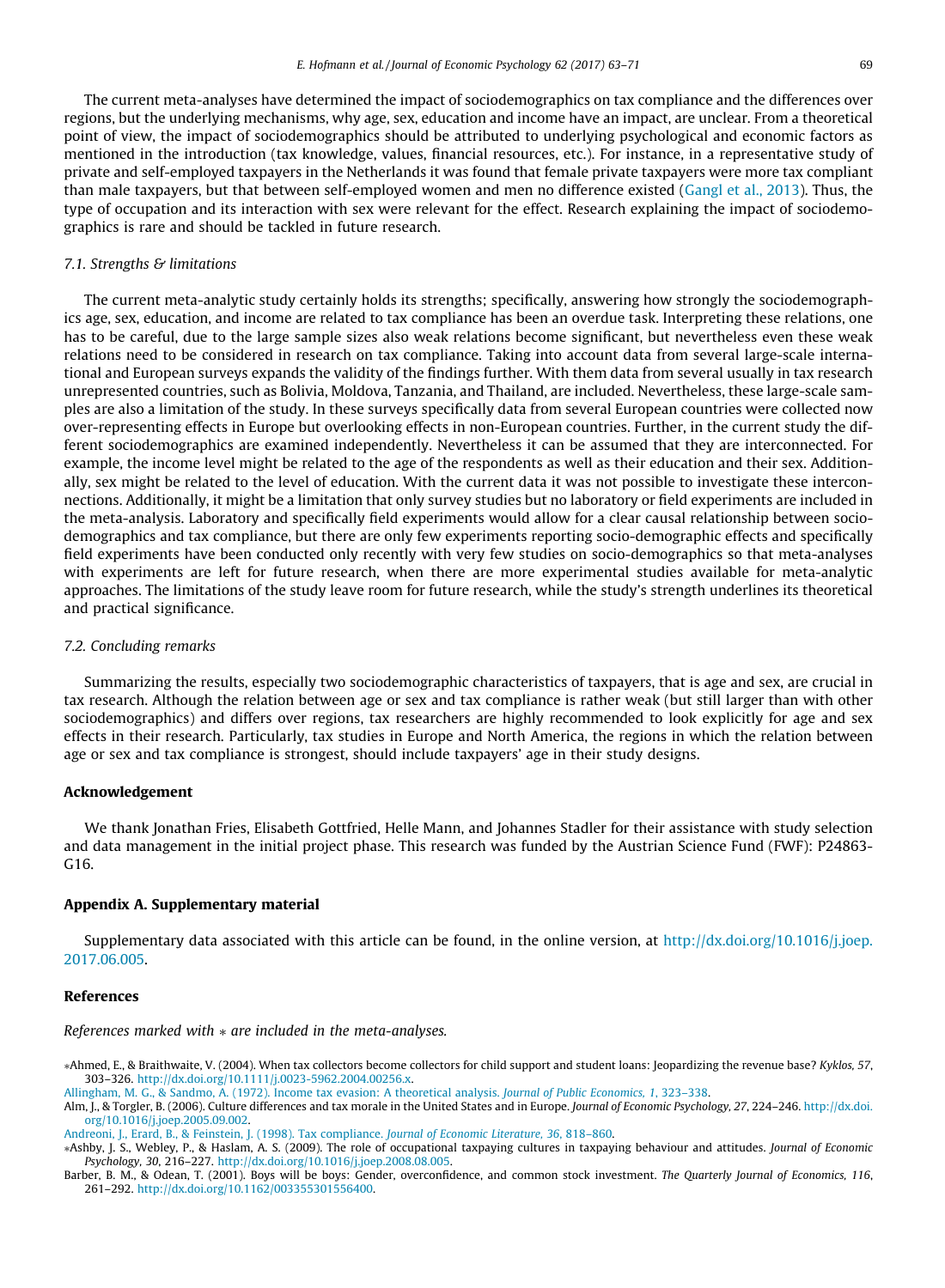The current meta-analyses have determined the impact of sociodemographics on tax compliance and the differences over regions, but the underlying mechanisms, why age, sex, education and income have an impact, are unclear. From a theoretical point of view, the impact of sociodemographics should be attributed to underlying psychological and economic factors as mentioned in the introduction (tax knowledge, values, financial resources, etc.). For instance, in a representative study of private and self-employed taxpayers in the Netherlands it was found that female private taxpayers were more tax compliant than male taxpayers, but that between self-employed women and men no difference existed (Gangl et al., 2013). Thus, the type of occupation and its interaction with sex were relevant for the effect. Research explaining the impact of sociodemographics is rare and should be tackled in future research.

### 7.1. Strengths & limitations

The current meta-analytic study certainly holds its strengths; specifically, answering how strongly the sociodemographics age, sex, education, and income are related to tax compliance has been an overdue task. Interpreting these relations, one has to be careful, due to the large sample sizes also weak relations become significant, but nevertheless even these weak relations need to be considered in research on tax compliance. Taking into account data from several large-scale international and European surveys expands the validity of the findings further. With them data from several usually in tax research unrepresented countries, such as Bolivia, Moldova, Tanzania, and Thailand, are included. Nevertheless, these large-scale samples are also a limitation of the study. In these surveys specifically data from several European countries were collected now over-representing effects in Europe but overlooking effects in non-European countries. Further, in the current study the different sociodemographics are examined independently. Nevertheless it can be assumed that they are interconnected. For example, the income level might be related to the age of the respondents as well as their education and their sex. Additionally, sex might be related to the level of education. With the current data it was not possible to investigate these interconnections. Additionally, it might be a limitation that only survey studies but no laboratory or field experiments are included in the meta-analysis. Laboratory and specifically field experiments would allow for a clear causal relationship between sociodemographics and tax compliance, but there are only few experiments reporting socio-demographic effects and specifically field experiments have been conducted only recently with very few studies on socio-demographics so that meta-analyses with experiments are left for future research, when there are more experimental studies available for meta-analytic approaches. The limitations of the study leave room for future research, while the study's strength underlines its theoretical and practical significance.

### 7.2. Concluding remarks

Summarizing the results, especially two sociodemographic characteristics of taxpayers, that is age and sex, are crucial in tax research. Although the relation between age or sex and tax compliance is rather weak (but still larger than with other sociodemographics) and differs over regions, tax researchers are highly recommended to look explicitly for age and sex effects in their research. Particularly, tax studies in Europe and North America, the regions in which the relation between age or sex and tax compliance is strongest, should include taxpayers' age in their study designs.

## Acknowledgement

We thank Jonathan Fries, Elisabeth Gottfried, Helle Mann, and Johannes Stadler for their assistance with study selection and data management in the initial project phase. This research was funded by the Austrian Science Fund (FWF): P24863-G16.

## Appendix A. Supplementary material

Supplementary data associated with this article can be found, in the online version, at http://dx.doi.org/10.1016/j.joep.2017.06.005.

## References

*References marked with ∗ are included in the meta-analyses.*

∗Ahmed, E., & Braithwaite, V. (2004). When tax collectors become collectors for child support and student loans: Jeopardizing the revenue base? *Kyklos, 57*, 303–326. http://dx.doi.org/10.1111/j.0023-5962.2004.00256.x.

Allingham, M. G., & Sandmo, A. (1972). Income tax evasion: A theoretical analysis. *Journal of Public Economics, 1*, 323–338.

Alm, J., & Torgler, B. (2006). Culture differences and tax morale in the United States and in Europe. *Journal of Economic Psychology, 27*, 224–246. http://dx.doi.org/10.1016/j.joep.2005.09.002.

Andreoni, J., Erard, B., & Feinstein, J. (1998). Tax compliance. *Journal of Economic Literature, 36*, 818–860.

∗Ashby, J. S., Webley, P., & Haslam, A. S. (2009). The role of occupational taxpaying cultures in taxpaying behaviour and attitudes. *Journal of Economic Psychology, 30*, 216–227. http://dx.doi.org/10.1016/j.joep.2008.08.005.

Barber, B. M., & Odean, T. (2001). Boys will be boys: Gender, overconfidence, and common stock investment. *The Quarterly Journal of Economics, 116*, 261–292. http://dx.doi.org/10.1162/003355301556400.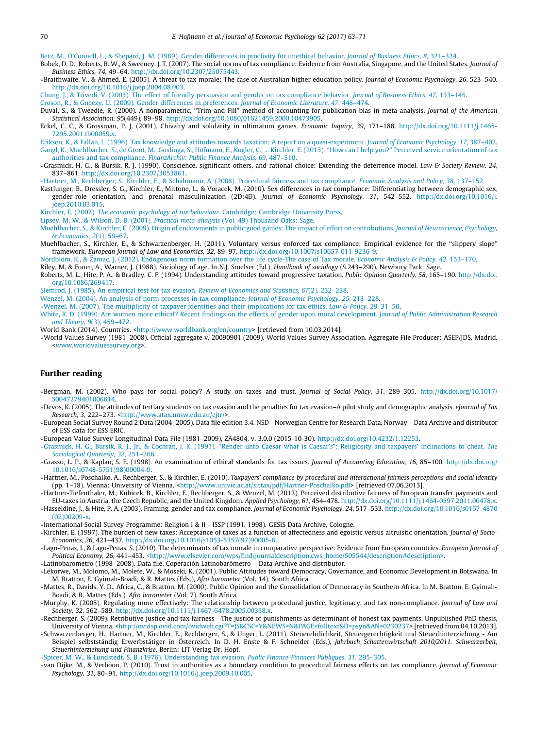Betz, M., O'Connell, L., & Shepard, J. M. (1989). Gender differences in proclivity for unethical behavior. *Journal of Business Ethics, 8*, 321–324.

Bobek, D. D., Roberts, R. W., & Sweeney, J. T. (2007). The social norms of tax compliance: Evidence from Australia, Singapore, and the United States. *Journal of Business Ethics, 74*, 49–64. http://dx.doi.org/10.2307/25075443.

*Braithwaite, V., & Ahmed, E. (2005). A threat to tax morale: The case of Australian higher education policy. *Journal of Economic Psychology, 26*, 523–540. http://dx.doi.org/10.1016/j.joep.2004.08.003.

Chung, J., & Trivedi, V. (2003). The effect of friendly persuasion and gender on tax compliance behavior. *Journal of Business Ethics, 47*, 133–145.

Croson, R., & Gneezy, U. (2009). Gender differences in preferences. *Journal of Economic Literature, 47*, 448–474.

Duval, S., & Tweedie, R. (2000). A nonparametric, "Trim and Fill" method of accounting for publication bias in meta-analysis. *Journal of the American Statistical Association, 95*(449), 89–98. http://dx.doi.org/10.1080/01621459.2000.10473905.

Eckel, C. C., & Grossman, P. J. (2001). Chivalry and solidarity in ultimatum games. *Economic Inquiry, 39*, 171–188. http://dx.doi.org/10.1111/j.1465-7295.2001.tb00059.x.

Eriksen, K., & Fallan, L. (1996). Tax knowledge and attitudes towards taxation: A report on a quasi-experiment. *Journal of Economic Psychology, 17*, 387–402.

Gangl, K., Muehlbacher, S., de Groot, M., Goslinga, S., Hofmann, E., Kogler, C., ... Kirchler, E. (2013). "How can I help you?" Perceived service orientation of tax authorities and tax compliance. *FinanzArchiv: Public Finance Analysis, 69*, 487–510.

*Grasmick, H. G., & Bursik, R. J. (1990). Conscience, significant others, and rational choice: Extending the deterrence model. *Law & Society Review, 24*, 837–861. http://dx.doi.org/10.2307/3053861.

*Hartner, M., Rechberger, S., Kirchler, E., & Schabmann, A. (2008). Procedural fairness and tax compliance. *Economic Analysis and Policy, 38*, 137–152.

Kastlunger, B., Dressler, S. G., Kirchler, E., Mittone, L., & Voracek, M. (2010). Sex differences in tax compliance: Differentiating between demographic sex, gender-role orientation, and prenatal masculinization (2D:4D). *Journal of Economic Psychology, 31*, 542–552. http://dx.doi.org/10.1016/j.joep.2010.03.015.

Kirchler, E. (2007). *The economic psychology of tax behaviour*. Cambridge: Cambridge University Press.

Lipsey, M. W., & Wilson, D. B. (2001). *Practical meta-analysis* (Vol. 49) Thousand Oaks: Sage.

Muehlbacher, S., & Kirchler, E. (2009). Origin of endowments in public good games: The impact of effort on contributions. *Journal of Neuroscience, Psychology, & Economics, 2*(1), 59–67.

Muehlbacher, S., Kirchler, E., & Schwarzenberger, H. (2011). Voluntary versus enforced tax compliance: Empirical evidence for the "slippery slope" framework. *European Journal of Law and Economics, 32*, 89–97. http://dx.doi.org/10.1007/s10657-011-9236-9.

Nordblom, K., & Žamac, J. (2012). Endogenous norm formation over the life cycle-The case of Tax morale. *Economic Analysis & Policy, 42*, 153–170.

Riley, M. & Foner, A., Warner, J. (1988). Sociology of age. In N.J. Smelser (Ed.), *Handbook of sociology* (S.243–290). Newbury Park: Sage.

Roberts, M. L., Hite, P. A., & Bradley, C. F. (1994). Understanding attitudes toward progressive taxation. *Public Opinion Quarterly, 58*, 165–190. http://dx.doi.org/10.1086/269417.

Slemrod, J. (1985). An empirical test for tax evasion. *Review of Economics and Statistics, 67*(2), 232–238.

Wenzel, M. (2004). An analysis of norm processes in tax compliance. *Journal of Economic Psychology, 25*, 213–228.

*Wenzel, M. (2007). The multiplicity of taxpayer identities and their implications for tax ethics. *Law & Policy, 29*, 31–50.

White, R. D. (1999). Are women more ethical? Recent findings on the effects of gender upon moral development. *Journal of Public Administration Research and Theory, 9*(3), 459–472.

World Bank (2014). Countries. <http://www.worldbank.org/en/country> [retrieved from 10.03.2014].

*World Values Survey (1981–2008). Official aggregate v. 20090901 (2009). World Values Survey Association. Aggregate File Producer: ASEP/JDS, Madrid. <www.worldvaluessurvey.org>.

## Further reading

*Bergman, M. (2002). Who pays for social policy? A study on taxes and trust. *Journal of Social Policy, 31*, 289–305. http://dx.doi.org/10.1017/S0047279401006614.

*Devos, K. (2005). The attitudes of tertiary students on tax evasion and the penalties for tax evasion–A pilot study and demographic analysis. *eJournal of Tax Research, 3*, 222–273. <http://www.atax.unsw.edu.au/ejtr/>.

*European Social Survey Round 2 Data (2004–2005). Data file edition 3.4. NSD - Norwegian Centre for Research Data, Norway – Data Archive and distributor of ESS data for ESS ERIC.

*European Value Survey Longitudinal Data File (1981–2009), ZA4804, v. 3.0.0 (2015-10-30). http://dx.doi.org/10.4232/1.12253.

*Grasmick, H. G., Bursik, R. J., Jr., & Cochran, J. K. (1991). "Render unto Caesar what is Caesar's": Religiosity and taxpayers' inclinations to cheat. *The Sociological Quarterly, 32*, 251–266.

*Grasso, L. P., & Kaplan, S. E. (1998). An examination of ethical standards for tax issues. *Journal of Accounting Education, 16*, 85–100. http://dx.doi.org/10.1016/s0748-5751(98)00004-9.

*Hartner, M., Poschalko, A., Rechberger, S., & Kirchler, E. (2010). *Taxpayers' compliance by procedural and interactional fairness perceptions and social identity* (pp. 1–18). Vienna: University of Vienna. <http://www.univie.ac.at/sittax/pdf/Hartner-Poschalko.pdf> [retrieved 07.06.2013].

*Hartner-Tiefenthaler, M., Kubicek, B., Kirchler, E., Rechberger, S., & Wenzel, M. (2012). Perceived distributive fairness of European transfer payments and EU-taxes in Austria, the Czech Republic, and the United Kingdom. *Applied Psychology, 61*, 454–478. http://dx.doi.org/10.1111/j.1464-0597.2011.00478.x.

*Hasseldine, J., & Hite, P. A. (2003). Framing, gender and tax compliance. *Journal of Economic Psychology, 24*, 517–533. http://dx.doi.org/10.1016/s0167-4870(02)00209-x.

*International Social Survey Programme: Religion I & II - ISSP (1991, 1998). GESIS Data Archive, Cologne.

*Kirchler, E. (1997). The burden of new taxes: Acceptance of taxes as a function of affectedness and egoistic versus altruistic orientation. *Journal of Socio-Economics, 26*, 421–437. http://dx.doi.org/10.1016/s1053-5357(97)90005-6.

*Lago-Penas, I., & Lago-Penas, S. (2010). The determinants of tax morale in comparative perspective: Evidence from European countries. *European Journal of Political Economy, 26*, 441–453. <http://www.elsevier.com/wps/find/journaldescription.cws_home/505544/description#description>.

*Latinobarometro (1998–2008). Data file. Coperación Latinobarómetro – Data Archive and distributor.

*Lekorwe, M., Molomo, M., Molefe, W., & Moseki, K. (2001). Public Attitudes toward Democracy, Governance, and Economic Development in Botswana. In M. Bratton, E. Gyimah-Boadi, & R. Mattes (Eds.), *Afro barometer* (Vol. 14). South Africa.

*Mattes, R., Davids, Y. D., Africa, C., & Bratton, M. (2000). Public Opinion and the Consolidation of Democracy in Southern Africa. In M. Bratton, E. Gyimah-Boadi, & R. Mattes (Eds.), *Afro barometer* (Vol. 7). South Africa.

*Murphy, K. (2005). Regulating more effectively: The relationship between procedural justice, legitimacy, and tax non-compliance. *Journal of Law and Society, 32*, 562–589. http://dx.doi.org/10.1111/j.1467-6478.2005.00338.x.

*Rechberger, S. (2009). Retributive justice and tax fairness - The justice of punishments as determinant of honest tax payments. Unpublished PhD thesis, University of Vienna. <http://ovidsp.ovid.com/ovidweb.cgi?T=JS&CSC=Y&NEWS=N&PAGE=fulltext&D=psyn&AN=0230237> [retrieved from 04.10.2013].

*Schwarzenberger, H., Hartner, M., Kirchler, E., Rechberger, S., & Unger, L. (2011). Steuerehrlichkeit, Steuergerechtigkeit und Steuerhinterziehung - Am Beispiel selbstständig Erwerbstätiger in Österreich. In D. H. Enste & F. Schneider (Eds.), *Jahrbuch Schattenwirtschaft 2010/2011. Schwarzarbeit, Steuerhinterziehung und Finanzkrise*. Berlin: LIT Verlag Dr. Hopf.

*Spicer, M. W., & Lundstedt, S. B. (1976). Understanding tax evasion. *Public Finance-Finances Publiques, 31*, 295–305.

*van Dijke, M., & Verboon, P. (2010). Trust in authorities as a boundary condition to procedural fairness effects on tax compliance. *Journal of Economic Psychology, 31*, 80–91. http://dx.doi.org/10.1016/j.joep.2009.10.005.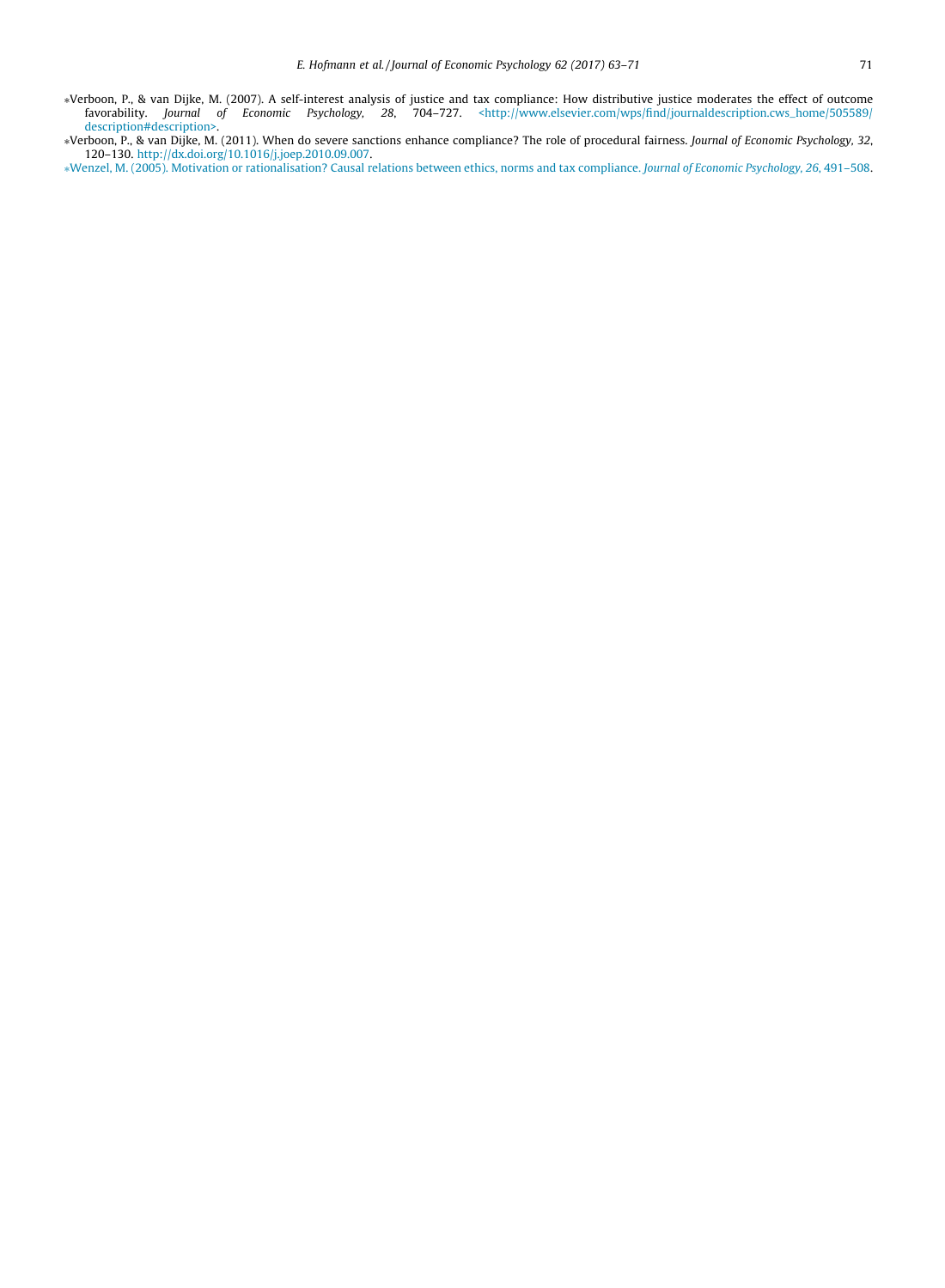*Verboon, P., & van Dijke, M. (2007). A self-interest analysis of justice and tax compliance: How distributive justice moderates the effect of outcome favorability. *Journal of Economic Psychology, 28*, 704–727. <http://www.elsevier.com/wps/find/journaldescription.cws_home/505589/description#description>.

*Verboon, P., & van Dijke, M. (2011). When do severe sanctions enhance compliance? The role of procedural fairness. *Journal of Economic Psychology, 32*, 120–130. http://dx.doi.org/10.1016/j.joep.2010.09.007.

*Wenzel, M. (2005). Motivation or rationalisation? Causal relations between ethics, norms and tax compliance. *Journal of Economic Psychology, 26*, 491–508.